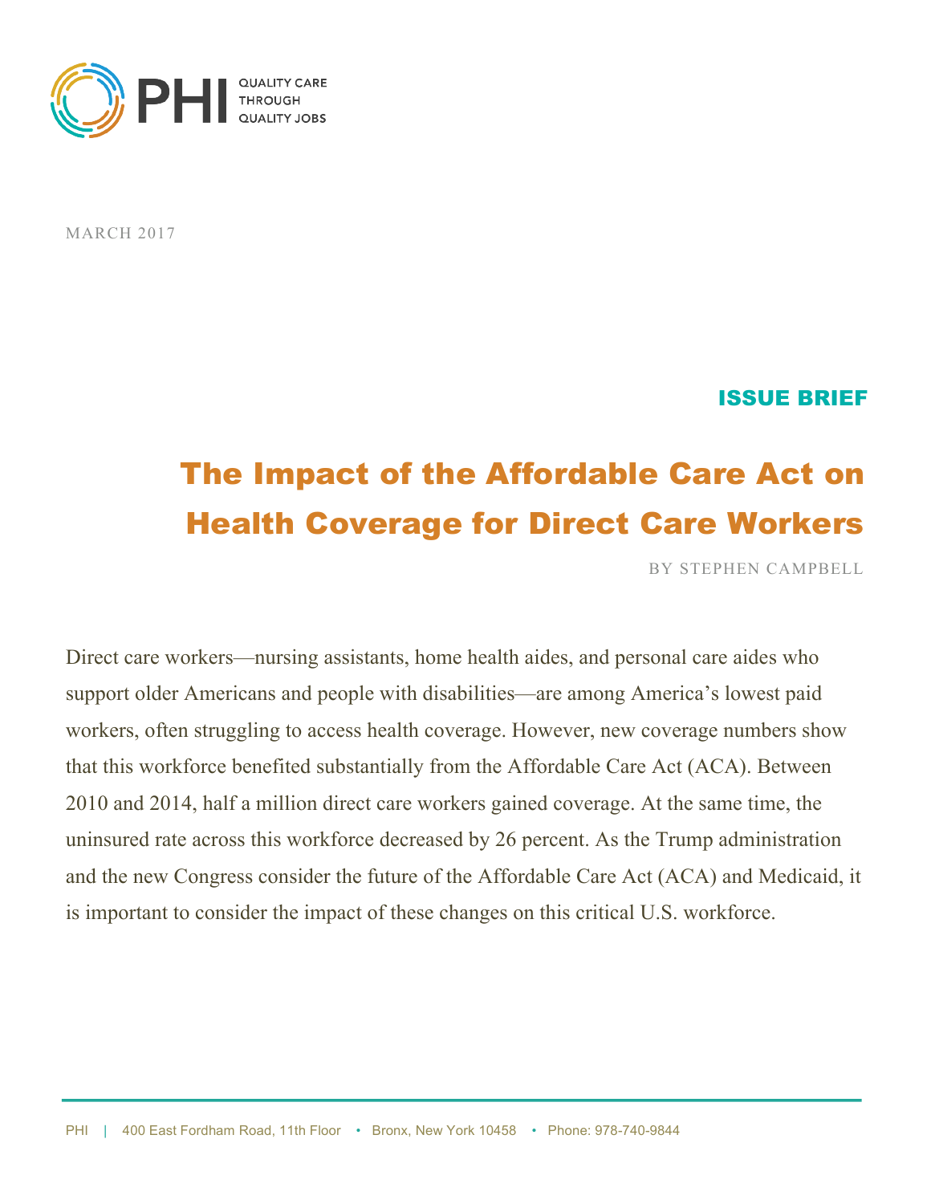PHI QUALITY CARE THROUGH QUALITY JOBS

MARCH 2017

ISSUE BRIEF

# The Impact of the Affordable Care Act on Health Coverage for Direct Care Workers

BY STEPHEN CAMPBELL

Direct care workers—nursing assistants, home health aides, and personal care aides who support older Americans and people with disabilities—are among America's lowest paid workers, often struggling to access health coverage. However, new coverage numbers show that this workforce benefited substantially from the Affordable Care Act (ACA). Between 2010 and 2014, half a million direct care workers gained coverage. At the same time, the uninsured rate across this workforce decreased by 26 percent. As the Trump administration and the new Congress consider the future of the Affordable Care Act (ACA) and Medicaid, it is important to consider the impact of these changes on this critical U.S. workforce.

PHI | 400 East Fordham Road, 11th Floor • Bronx, New York 10458 • Phone: 978-740-9844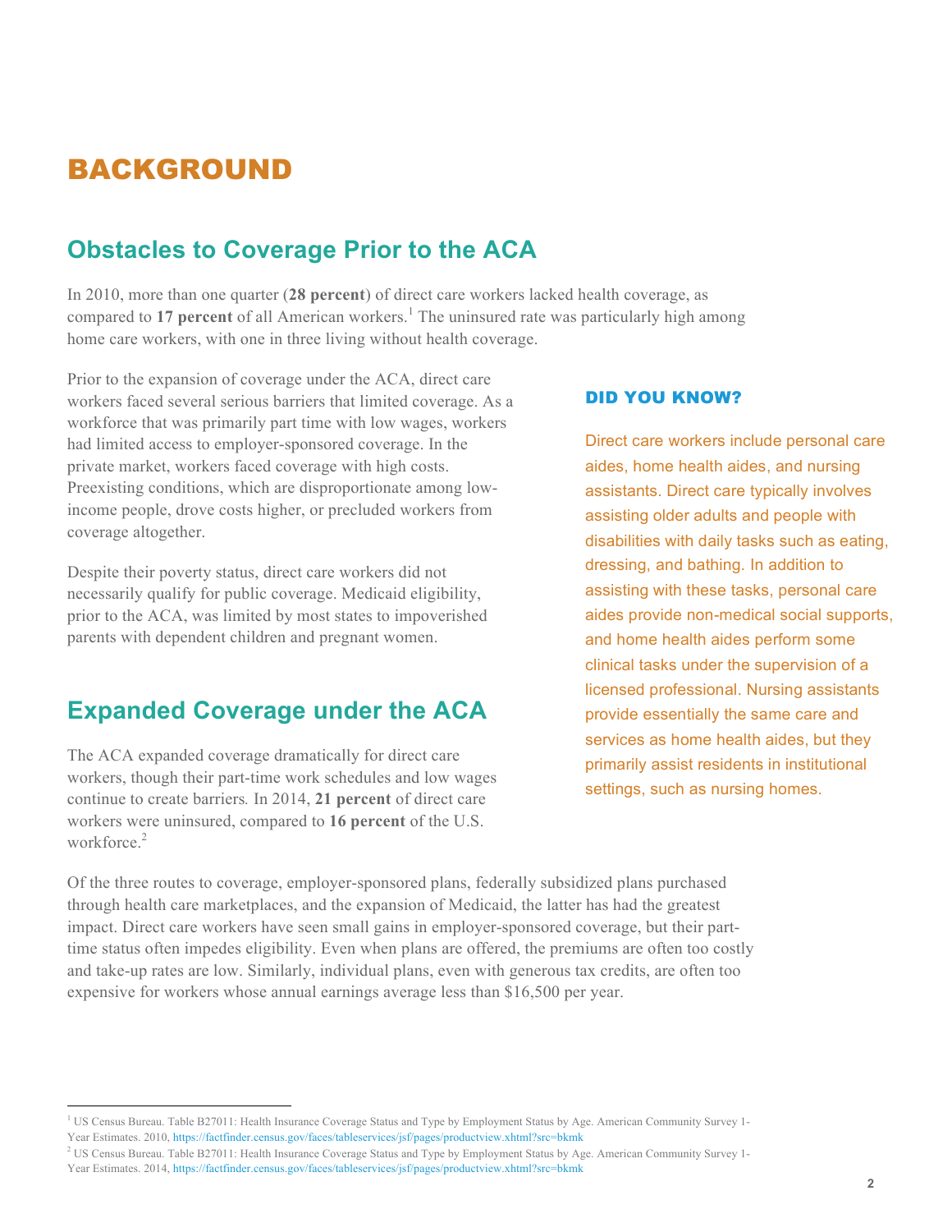# BACKGROUND

## Obstacles to Coverage Prior to the ACA

In 2010, more than one quarter (**28 percent**) of direct care workers lacked health coverage, as compared to **17 percent** of all American workers.[1] The uninsured rate was particularly high among home care workers, with one in three living without health coverage.

Prior to the expansion of coverage under the ACA, direct care workers faced several serious barriers that limited coverage. As a workforce that was primarily part time with low wages, workers had limited access to employer-sponsored coverage. In the private market, workers faced coverage with high costs. Preexisting conditions, which are disproportionate among low-income people, drove costs higher, or precluded workers from coverage altogether.

Despite their poverty status, direct care workers did not necessarily qualify for public coverage. Medicaid eligibility, prior to the ACA, was limited by most states to impoverished parents with dependent children and pregnant women.

### DID YOU KNOW?

Direct care workers include personal care aides, home health aides, and nursing assistants. Direct care typically involves assisting older adults and people with disabilities with daily tasks such as eating, dressing, and bathing. In addition to assisting with these tasks, personal care aides provide non-medical social supports, and home health aides perform some clinical tasks under the supervision of a licensed professional. Nursing assistants provide essentially the same care and services as home health aides, but they primarily assist residents in institutional settings, such as nursing homes.

## Expanded Coverage under the ACA

The ACA expanded coverage dramatically for direct care workers, though their part-time work schedules and low wages continue to create barriers*.* In 2014, **21 percent** of direct care workers were uninsured, compared to **16 percent** of the U.S. workforce.[2]

Of the three routes to coverage, employer-sponsored plans, federally subsidized plans purchased through health care marketplaces, and the expansion of Medicaid, the latter has had the greatest impact. Direct care workers have seen small gains in employer-sponsored coverage, but their part-time status often impedes eligibility. Even when plans are offered, the premiums are often too costly and take-up rates are low. Similarly, individual plans, even with generous tax credits, are often too expensive for workers whose annual earnings average less than $16,500 per year.

---

[1] US Census Bureau. Table B27011: Health Insurance Coverage Status and Type by Employment Status by Age. American Community Survey 1-Year Estimates. 2010, https://factfinder.census.gov/faces/tableservices/jsf/pages/productview.xhtml?src=bkmk

[2] US Census Bureau. Table B27011: Health Insurance Coverage Status and Type by Employment Status by Age. American Community Survey 1-Year Estimates. 2014, https://factfinder.census.gov/faces/tableservices/jsf/pages/productview.xhtml?src=bkmk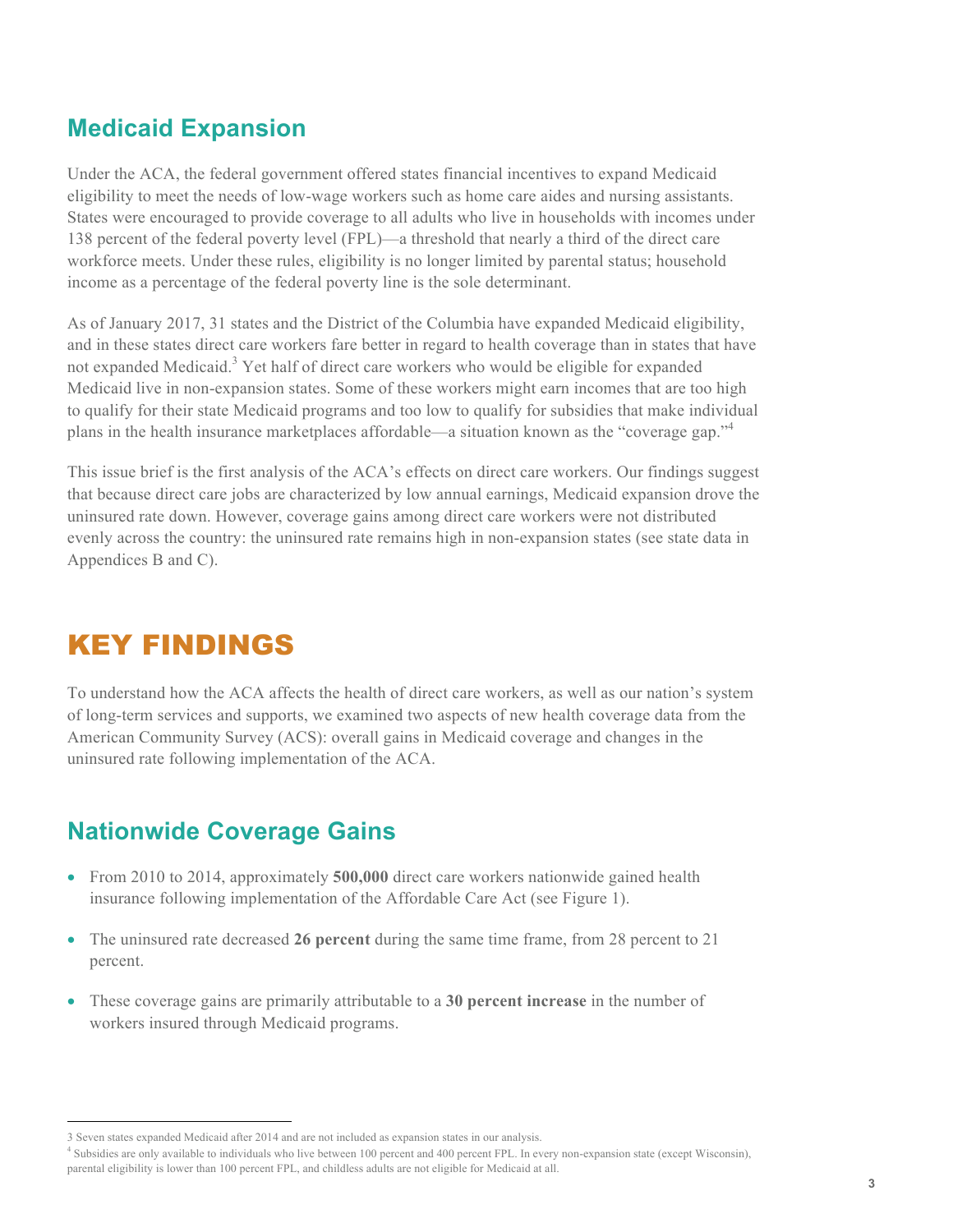## Medicaid Expansion

Under the ACA, the federal government offered states financial incentives to expand Medicaid eligibility to meet the needs of low-wage workers such as home care aides and nursing assistants. States were encouraged to provide coverage to all adults who live in households with incomes under 138 percent of the federal poverty level (FPL)—a threshold that nearly a third of the direct care workforce meets. Under these rules, eligibility is no longer limited by parental status; household income as a percentage of the federal poverty line is the sole determinant.

As of January 2017, 31 states and the District of the Columbia have expanded Medicaid eligibility, and in these states direct care workers fare better in regard to health coverage than in states that have not expanded Medicaid.[3] Yet half of direct care workers who would be eligible for expanded Medicaid live in non-expansion states. Some of these workers might earn incomes that are too high to qualify for their state Medicaid programs and too low to qualify for subsidies that make individual plans in the health insurance marketplaces affordable—a situation known as the "coverage gap."[4]

This issue brief is the first analysis of the ACA's effects on direct care workers. Our findings suggest that because direct care jobs are characterized by low annual earnings, Medicaid expansion drove the uninsured rate down. However, coverage gains among direct care workers were not distributed evenly across the country: the uninsured rate remains high in non-expansion states (see state data in Appendices B and C).

# KEY FINDINGS

To understand how the ACA affects the health of direct care workers, as well as our nation's system of long-term services and supports, we examined two aspects of new health coverage data from the American Community Survey (ACS): overall gains in Medicaid coverage and changes in the uninsured rate following implementation of the ACA.

## Nationwide Coverage Gains

- From 2010 to 2014, approximately **500,000** direct care workers nationwide gained health insurance following implementation of the Affordable Care Act (see Figure 1).
- The uninsured rate decreased **26 percent** during the same time frame, from 28 percent to 21 percent.
- These coverage gains are primarily attributable to a **30 percent increase** in the number of workers insured through Medicaid programs.

---

3 Seven states expanded Medicaid after 2014 and are not included as expansion states in our analysis.

4 Subsidies are only available to individuals who live between 100 percent and 400 percent FPL. In every non-expansion state (except Wisconsin), parental eligibility is lower than 100 percent FPL, and childless adults are not eligible for Medicaid at all.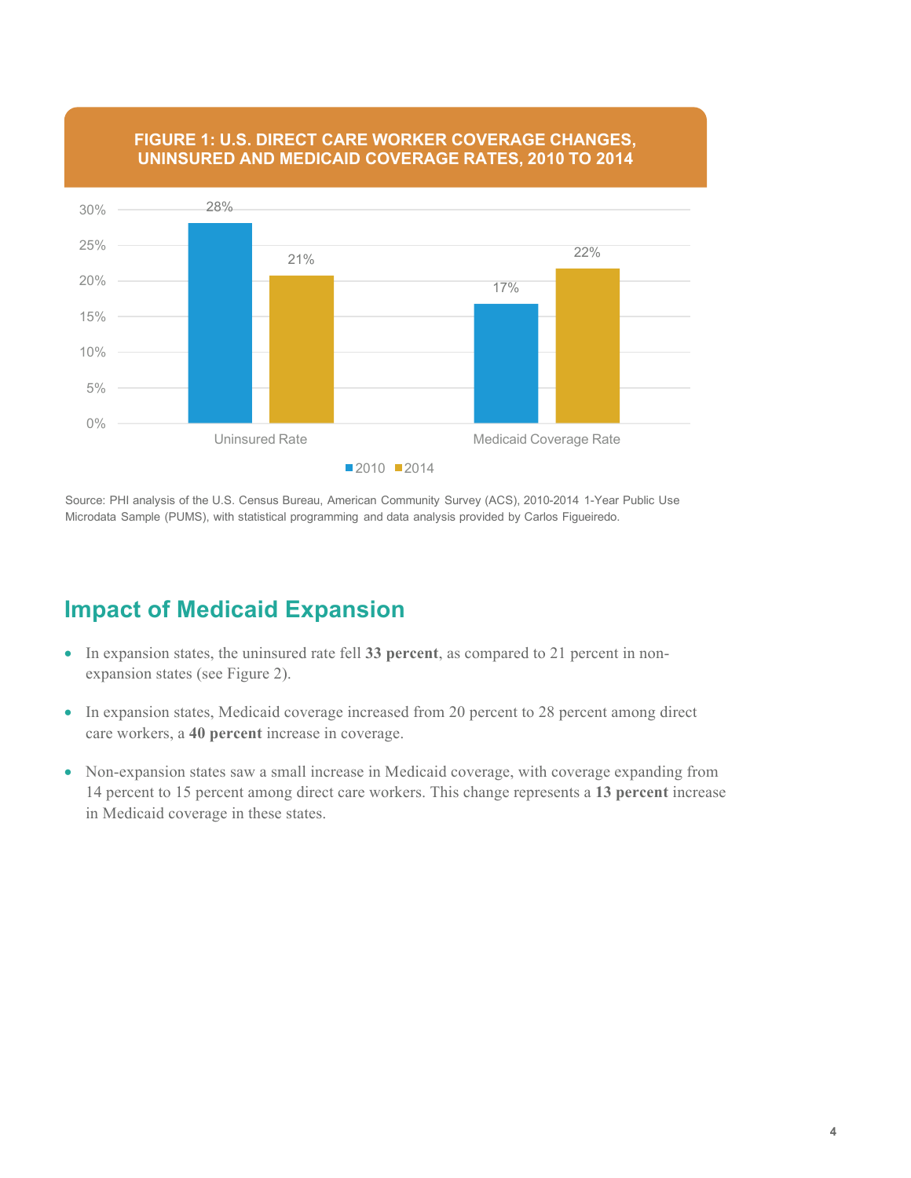**FIGURE 1: U.S. DIRECT CARE WORKER COVERAGE CHANGES, UNINSURED AND MEDICAID COVERAGE RATES, 2010 TO 2014**

| | 2010 | 2014 |
|---|---|---|
| Uninsured Rate | 28% | 21% |
| Medicaid Coverage Rate | 17% | 22% |

Source: PHI analysis of the U.S. Census Bureau, American Community Survey (ACS), 2010-2014 1-Year Public Use Microdata Sample (PUMS), with statistical programming and data analysis provided by Carlos Figueiredo.

## Impact of Medicaid Expansion

- In expansion states, the uninsured rate fell **33 percent**, as compared to 21 percent in non-expansion states (see Figure 2).
- In expansion states, Medicaid coverage increased from 20 percent to 28 percent among direct care workers, a **40 percent** increase in coverage.
- Non-expansion states saw a small increase in Medicaid coverage, with coverage expanding from 14 percent to 15 percent among direct care workers. This change represents a **13 percent** increase in Medicaid coverage in these states.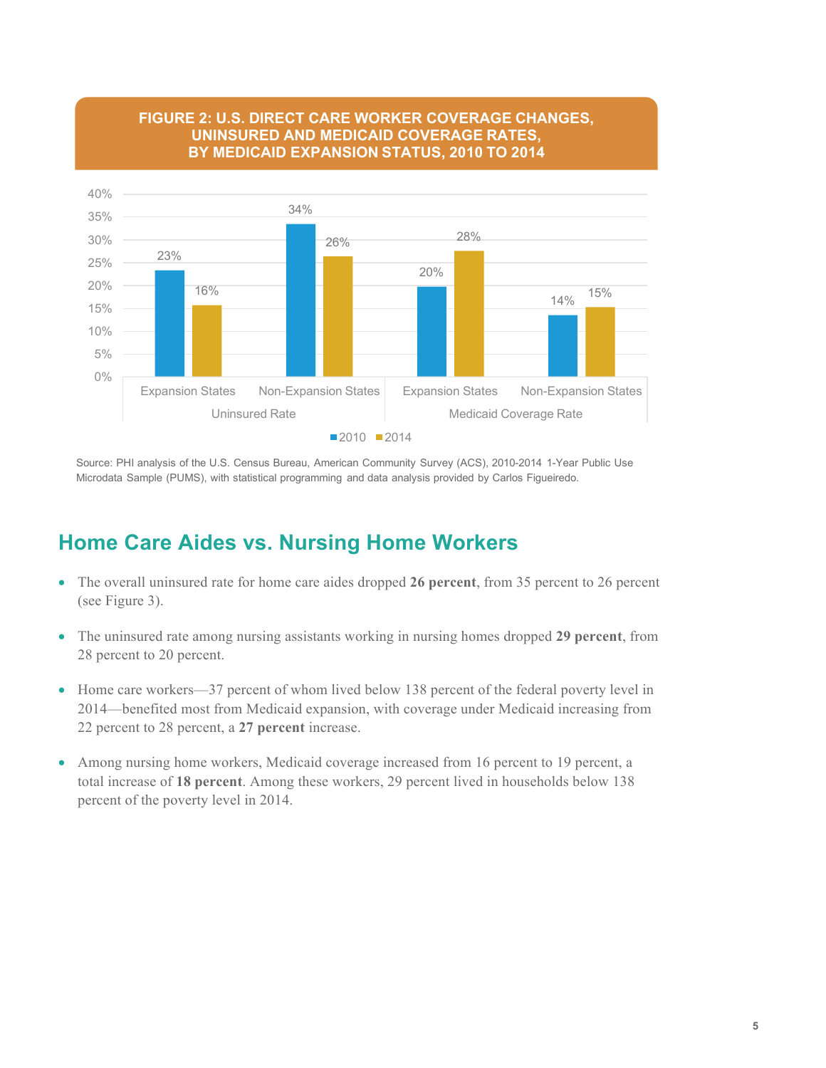**FIGURE 2: U.S. DIRECT CARE WORKER COVERAGE CHANGES, UNINSURED AND MEDICAID COVERAGE RATES, BY MEDICAID EXPANSION STATUS, 2010 TO 2014**

| | Uninsured Rate | | Medicaid Coverage Rate | |
|---|---|---|---|---|
| | Expansion States | Non-Expansion States | Expansion States | Non-Expansion States |
| 2010 | 23% | 34% | 20% | 14% |
| 2014 | 16% | 26% | 28% | 15% |

Source: PHI analysis of the U.S. Census Bureau, American Community Survey (ACS), 2010-2014 1-Year Public Use Microdata Sample (PUMS), with statistical programming and data analysis provided by Carlos Figueiredo.

## Home Care Aides vs. Nursing Home Workers

- The overall uninsured rate for home care aides dropped **26 percent**, from 35 percent to 26 percent (see Figure 3).
- The uninsured rate among nursing assistants working in nursing homes dropped **29 percent**, from 28 percent to 20 percent.
- Home care workers—37 percent of whom lived below 138 percent of the federal poverty level in 2014—benefited most from Medicaid expansion, with coverage under Medicaid increasing from 22 percent to 28 percent, a **27 percent** increase.
- Among nursing home workers, Medicaid coverage increased from 16 percent to 19 percent, a total increase of **18 percent**. Among these workers, 29 percent lived in households below 138 percent of the poverty level in 2014.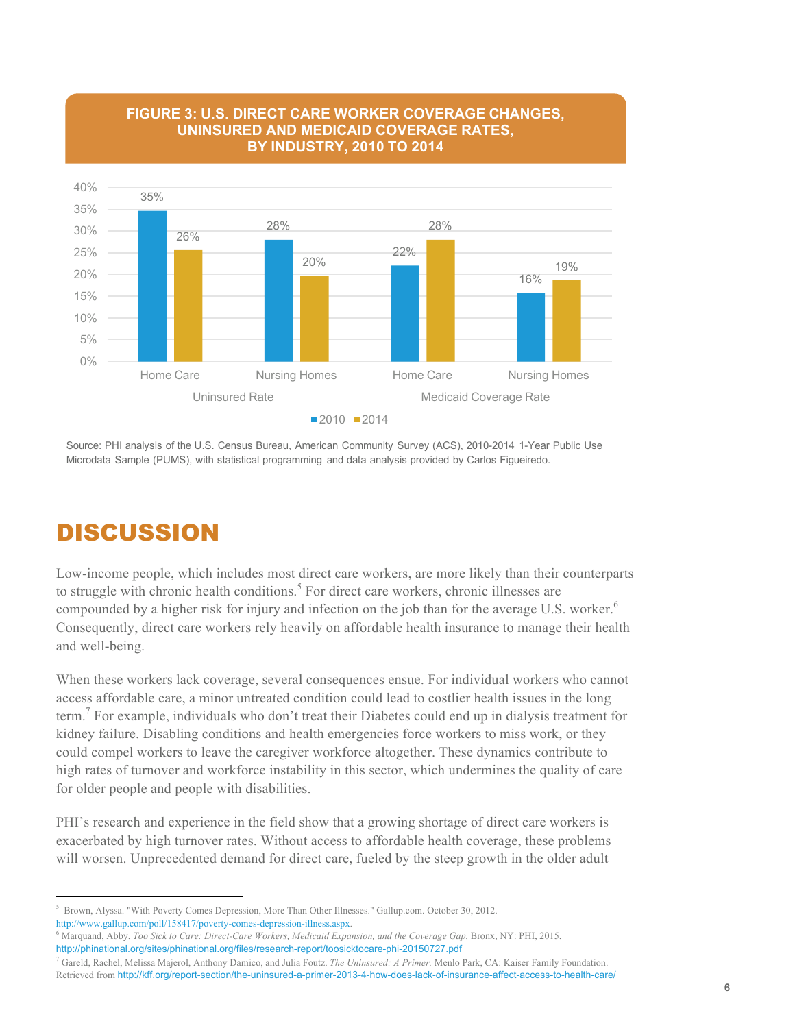**FIGURE 3: U.S. DIRECT CARE WORKER COVERAGE CHANGES, UNINSURED AND MEDICAID COVERAGE RATES, BY INDUSTRY, 2010 TO 2014**

| | Uninsured Rate | | Medicaid Coverage Rate | |
|---|---|---|---|---|
| | Home Care | Nursing Homes | Home Care | Nursing Homes |
| 2010 | 35% | 28% | 22% | 16% |
| 2014 | 26% | 20% | 28% | 19% |

Source: PHI analysis of the U.S. Census Bureau, American Community Survey (ACS), 2010-2014 1-Year Public Use Microdata Sample (PUMS), with statistical programming and data analysis provided by Carlos Figueiredo.

# DISCUSSION

Low-income people, which includes most direct care workers, are more likely than their counterparts to struggle with chronic health conditions.[5] For direct care workers, chronic illnesses are compounded by a higher risk for injury and infection on the job than for the average U.S. worker.[6] Consequently, direct care workers rely heavily on affordable health insurance to manage their health and well-being.

When these workers lack coverage, several consequences ensue. For individual workers who cannot access affordable care, a minor untreated condition could lead to costlier health issues in the long term.[7] For example, individuals who don't treat their Diabetes could end up in dialysis treatment for kidney failure. Disabling conditions and health emergencies force workers to miss work, or they could compel workers to leave the caregiver workforce altogether. These dynamics contribute to high rates of turnover and workforce instability in this sector, which undermines the quality of care for older people and people with disabilities.

PHI's research and experience in the field show that a growing shortage of direct care workers is exacerbated by high turnover rates. Without access to affordable health coverage, these problems will worsen. Unprecedented demand for direct care, fueled by the steep growth in the older adult

---

[5] Brown, Alyssa. "With Poverty Comes Depression, More Than Other Illnesses." Gallup.com. October 30, 2012. http://www.gallup.com/poll/158417/poverty-comes-depression-illness.aspx.

[6] Marquand, Abby. *Too Sick to Care: Direct-Care Workers, Medicaid Expansion, and the Coverage Gap.* Bronx, NY: PHI, 2015. http://phinational.org/sites/phinational.org/files/research-report/toosicktocare-phi-20150727.pdf

[7] Gareld, Rachel, Melissa Majerol, Anthony Damico, and Julia Foutz. *The Uninsured: A Primer.* Menlo Park, CA: Kaiser Family Foundation. Retrieved from http://kff.org/report-section/the-uninsured-a-primer-2013-4-how-does-lack-of-insurance-affect-access-to-health-care/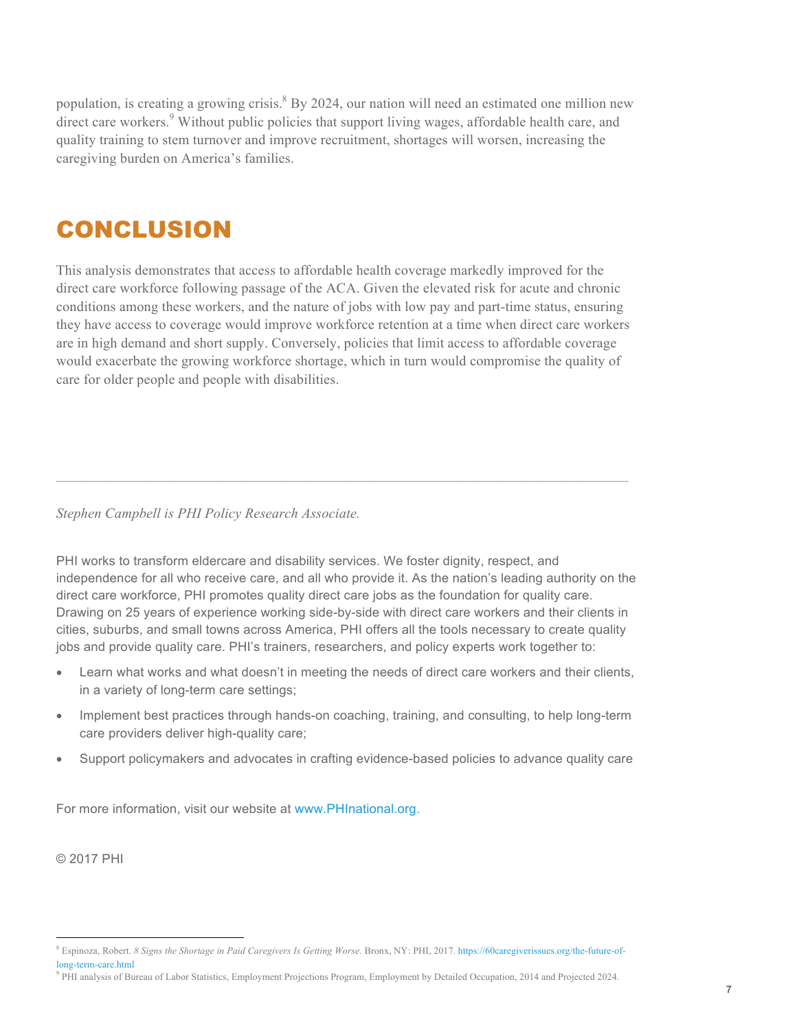population, is creating a growing crisis.[8] By 2024, our nation will need an estimated one million new direct care workers.[9] Without public policies that support living wages, affordable health care, and quality training to stem turnover and improve recruitment, shortages will worsen, increasing the caregiving burden on America's families.

# CONCLUSION

This analysis demonstrates that access to affordable health coverage markedly improved for the direct care workforce following passage of the ACA. Given the elevated risk for acute and chronic conditions among these workers, and the nature of jobs with low pay and part-time status, ensuring they have access to coverage would improve workforce retention at a time when direct care workers are in high demand and short supply. Conversely, policies that limit access to affordable coverage would exacerbate the growing workforce shortage, which in turn would compromise the quality of care for older people and people with disabilities.

---

*Stephen Campbell is PHI Policy Research Associate.*

PHI works to transform eldercare and disability services. We foster dignity, respect, and independence for all who receive care, and all who provide it. As the nation's leading authority on the direct care workforce, PHI promotes quality direct care jobs as the foundation for quality care. Drawing on 25 years of experience working side-by-side with direct care workers and their clients in cities, suburbs, and small towns across America, PHI offers all the tools necessary to create quality jobs and provide quality care. PHI's trainers, researchers, and policy experts work together to:

- Learn what works and what doesn't in meeting the needs of direct care workers and their clients, in a variety of long-term care settings;
- Implement best practices through hands-on coaching, training, and consulting, to help long-term care providers deliver high-quality care;
- Support policymakers and advocates in crafting evidence-based policies to advance quality care

For more information, visit our website at www.PHInational.org.

© 2017 PHI

---

[8] Espinoza, Robert. *8 Signs the Shortage in Paid Caregivers Is Getting Worse.* Bronx, NY: PHI, 2017. https://60caregiverissues.org/the-future-of-long-term-care.html

[9] PHI analysis of Bureau of Labor Statistics, Employment Projections Program, Employment by Detailed Occupation, 2014 and Projected 2024.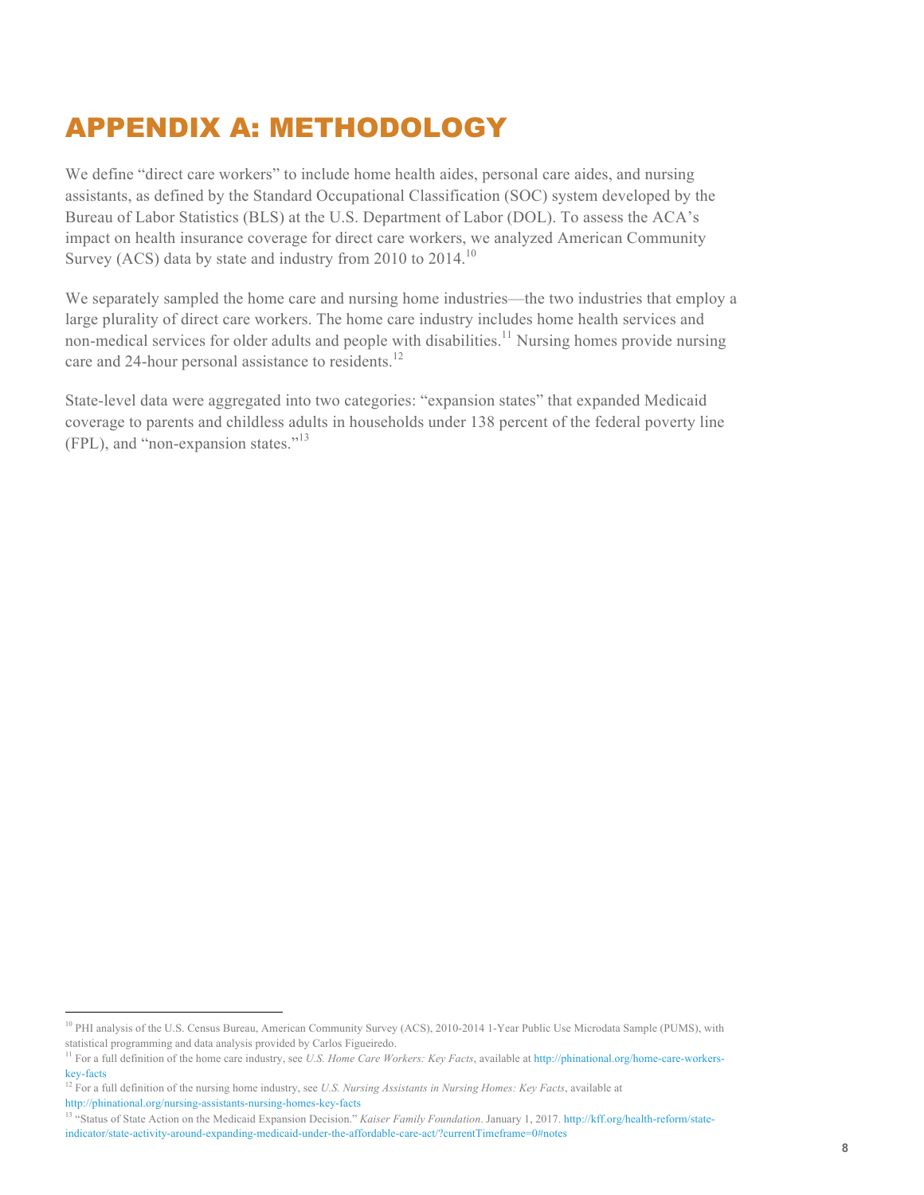# APPENDIX A: METHODOLOGY

We define "direct care workers" to include home health aides, personal care aides, and nursing assistants, as defined by the Standard Occupational Classification (SOC) system developed by the Bureau of Labor Statistics (BLS) at the U.S. Department of Labor (DOL). To assess the ACA's impact on health insurance coverage for direct care workers, we analyzed American Community Survey (ACS) data by state and industry from 2010 to 2014.[10]

We separately sampled the home care and nursing home industries—the two industries that employ a large plurality of direct care workers. The home care industry includes home health services and non-medical services for older adults and people with disabilities.[11] Nursing homes provide nursing care and 24-hour personal assistance to residents.[12]

State-level data were aggregated into two categories: "expansion states" that expanded Medicaid coverage to parents and childless adults in households under 138 percent of the federal poverty line (FPL), and "non-expansion states."[13]

---

[10] PHI analysis of the U.S. Census Bureau, American Community Survey (ACS), 2010-2014 1-Year Public Use Microdata Sample (PUMS), with statistical programming and data analysis provided by Carlos Figueiredo.

[11] For a full definition of the home care industry, see *U.S. Home Care Workers: Key Facts*, available at http://phinational.org/home-care-workers-key-facts

[12] For a full definition of the nursing home industry, see *U.S. Nursing Assistants in Nursing Homes: Key Facts*, available at http://phinational.org/nursing-assistants-nursing-homes-key-facts

[13] "Status of State Action on the Medicaid Expansion Decision." *Kaiser Family Foundation*. January 1, 2017. http://kff.org/health-reform/state-indicator/state-activity-around-expanding-medicaid-under-the-affordable-care-act/?currentTimeframe=0#notes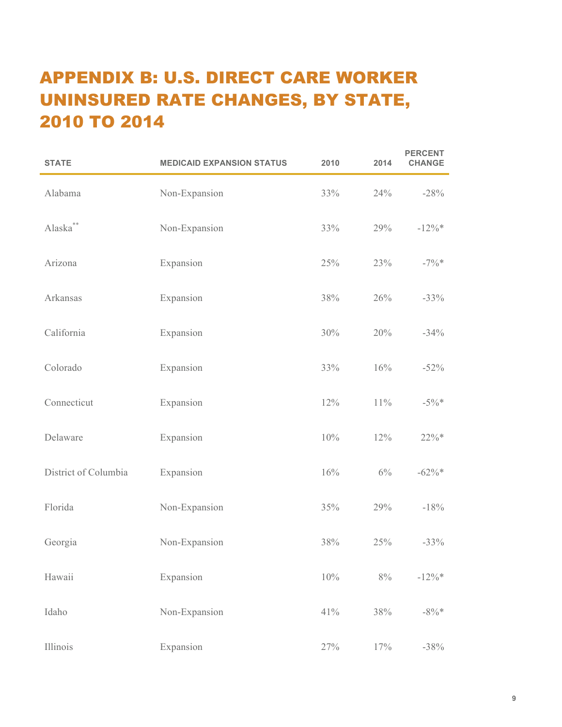# APPENDIX B: U.S. DIRECT CARE WORKER UNINSURED RATE CHANGES, BY STATE, 2010 TO 2014

| STATE | MEDICAID EXPANSION STATUS | 2010 | 2014 | PERCENT CHANGE |
|---|---|---|---|---|
| Alabama | Non-Expansion | 33% | 24% | -28% |
| Alaska** | Non-Expansion | 33% | 29% | -12%* |
| Arizona | Expansion | 25% | 23% | -7%* |
| Arkansas | Expansion | 38% | 26% | -33% |
| California | Expansion | 30% | 20% | -34% |
| Colorado | Expansion | 33% | 16% | -52% |
| Connecticut | Expansion | 12% | 11% | -5%* |
| Delaware | Expansion | 10% | 12% | 22%* |
| District of Columbia | Expansion | 16% | 6% | -62%* |
| Florida | Non-Expansion | 35% | 29% | -18% |
| Georgia | Non-Expansion | 38% | 25% | -33% |
| Hawaii | Expansion | 10% | 8% | -12%* |
| Idaho | Non-Expansion | 41% | 38% | -8%* |
| Illinois | Expansion | 27% | 17% | -38% |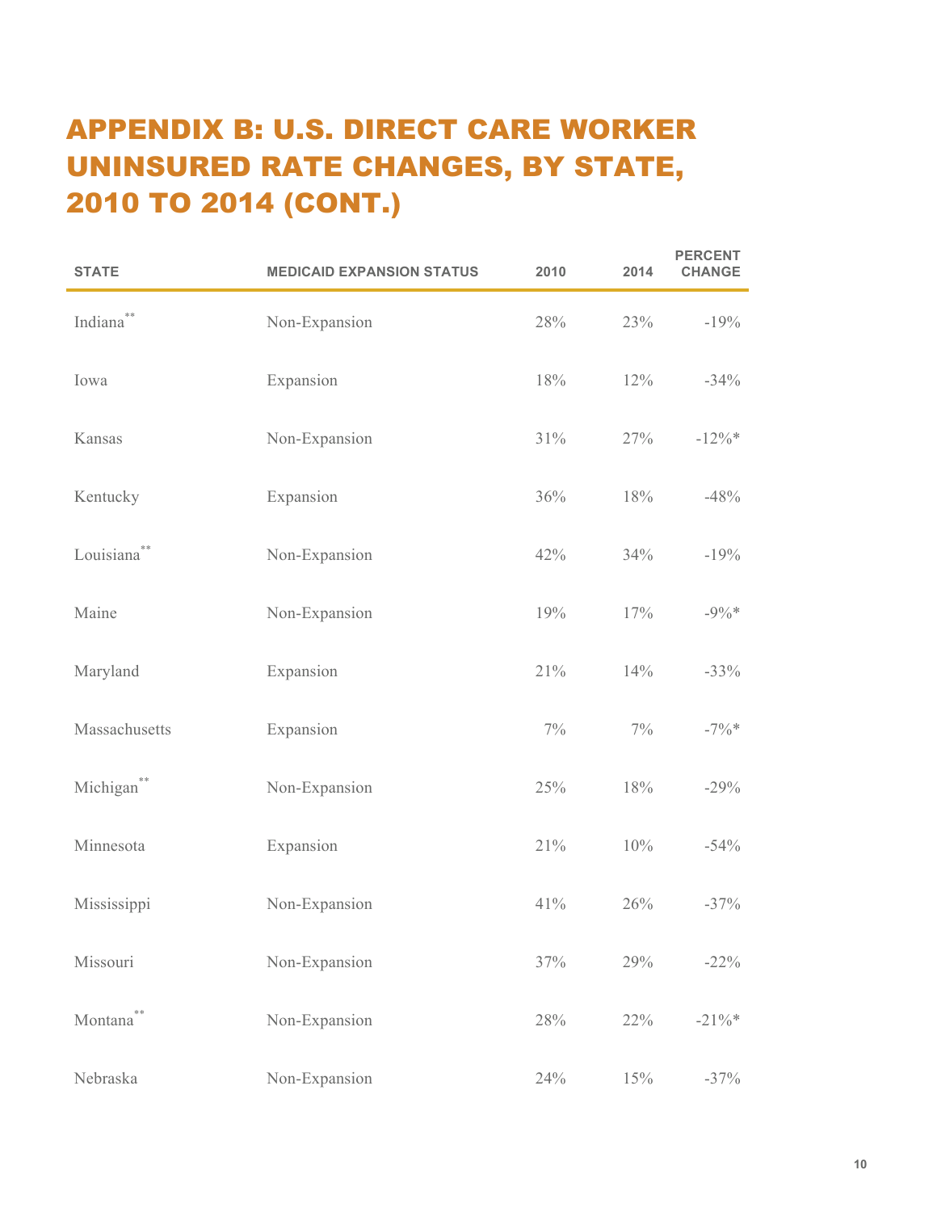# APPENDIX B: U.S. DIRECT CARE WORKER UNINSURED RATE CHANGES, BY STATE, 2010 TO 2014 (CONT.)

| STATE | MEDICAID EXPANSION STATUS | 2010 | 2014 | PERCENT CHANGE |
|---|---|---|---|---|
| Indiana** | Non-Expansion | 28% | 23% | -19% |
| Iowa | Expansion | 18% | 12% | -34% |
| Kansas | Non-Expansion | 31% | 27% | -12%* |
| Kentucky | Expansion | 36% | 18% | -48% |
| Louisiana** | Non-Expansion | 42% | 34% | -19% |
| Maine | Non-Expansion | 19% | 17% | -9%* |
| Maryland | Expansion | 21% | 14% | -33% |
| Massachusetts | Expansion | 7% | 7% | -7%* |
| Michigan** | Non-Expansion | 25% | 18% | -29% |
| Minnesota | Expansion | 21% | 10% | -54% |
| Mississippi | Non-Expansion | 41% | 26% | -37% |
| Missouri | Non-Expansion | 37% | 29% | -22% |
| Montana** | Non-Expansion | 28% | 22% | -21%* |
| Nebraska | Non-Expansion | 24% | 15% | -37% |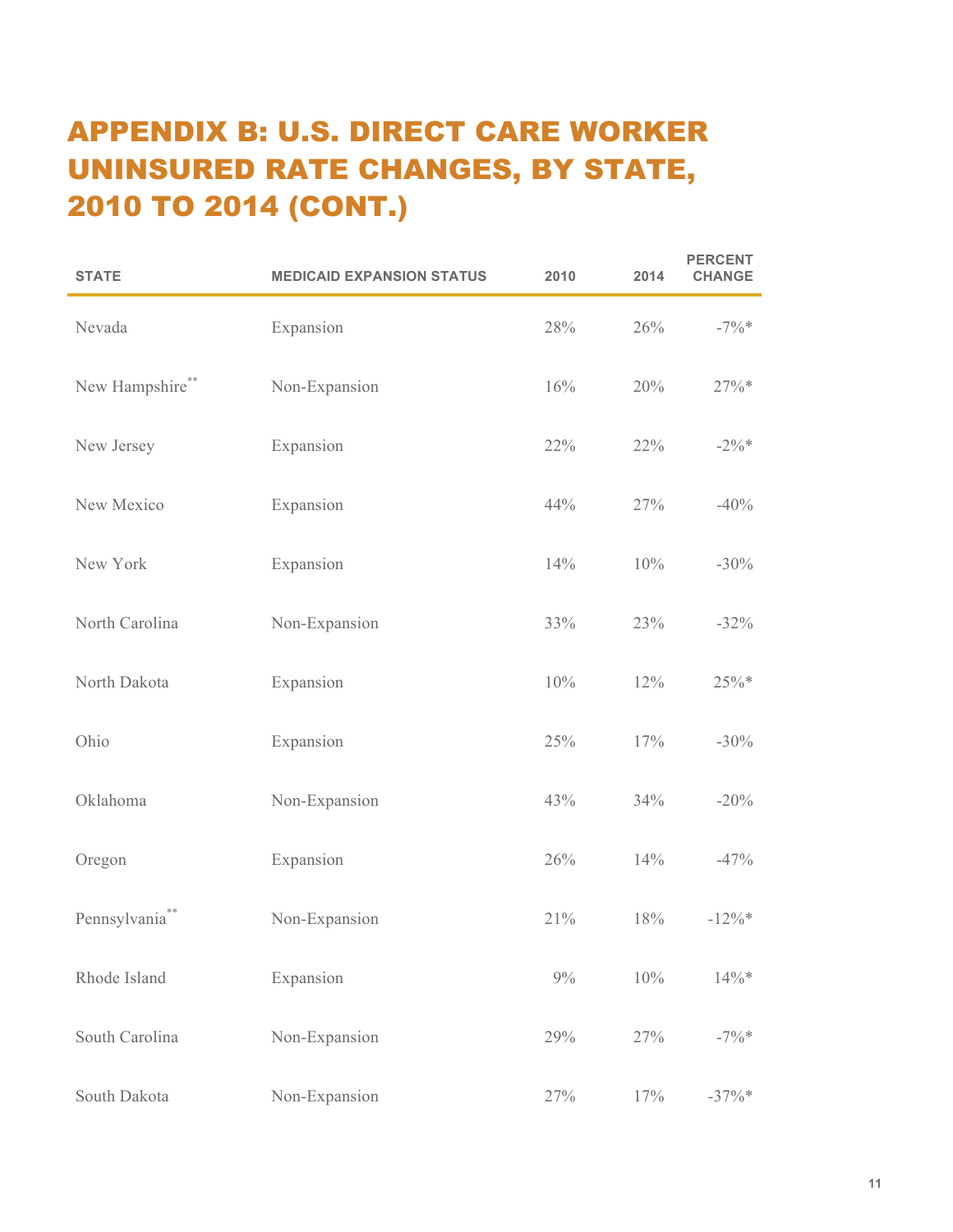# APPENDIX B: U.S. DIRECT CARE WORKER UNINSURED RATE CHANGES, BY STATE, 2010 TO 2014 (CONT.)

| STATE | MEDICAID EXPANSION STATUS | 2010 | 2014 | PERCENT CHANGE |
|---|---|---|---|---|
| Nevada | Expansion | 28% | 26% | -7%* |
| New Hampshire** | Non-Expansion | 16% | 20% | 27%* |
| New Jersey | Expansion | 22% | 22% | -2%* |
| New Mexico | Expansion | 44% | 27% | -40% |
| New York | Expansion | 14% | 10% | -30% |
| North Carolina | Non-Expansion | 33% | 23% | -32% |
| North Dakota | Expansion | 10% | 12% | 25%* |
| Ohio | Expansion | 25% | 17% | -30% |
| Oklahoma | Non-Expansion | 43% | 34% | -20% |
| Oregon | Expansion | 26% | 14% | -47% |
| Pennsylvania** | Non-Expansion | 21% | 18% | -12%* |
| Rhode Island | Expansion | 9% | 10% | 14%* |
| South Carolina | Non-Expansion | 29% | 27% | -7%* |
| South Dakota | Non-Expansion | 27% | 17% | -37%* |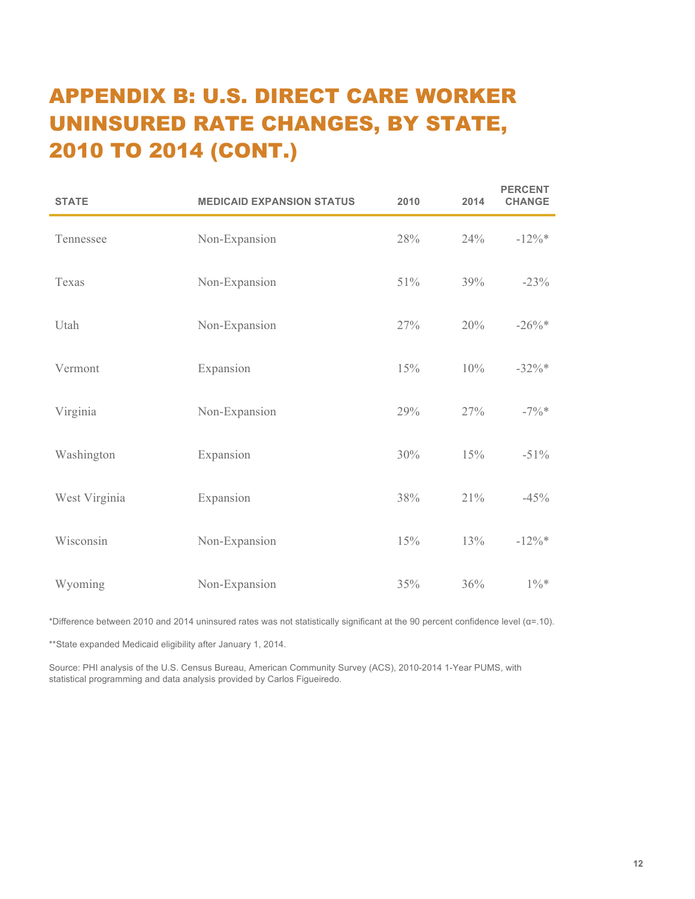# APPENDIX B: U.S. DIRECT CARE WORKER UNINSURED RATE CHANGES, BY STATE, 2010 TO 2014 (CONT.)

| STATE | MEDICAID EXPANSION STATUS | 2010 | 2014 | PERCENT CHANGE |
|---|---|---|---|---|
| Tennessee | Non-Expansion | 28% | 24% | -12%* |
| Texas | Non-Expansion | 51% | 39% | -23% |
| Utah | Non-Expansion | 27% | 20% | -26%* |
| Vermont | Expansion | 15% | 10% | -32%* |
| Virginia | Non-Expansion | 29% | 27% | -7%* |
| Washington | Expansion | 30% | 15% | -51% |
| West Virginia | Expansion | 38% | 21% | -45% |
| Wisconsin | Non-Expansion | 15% | 13% | -12%* |
| Wyoming | Non-Expansion | 35% | 36% | 1%* |

*Difference between 2010 and 2014 uninsured rates was not statistically significant at the 90 percent confidence level (α=.10).

**State expanded Medicaid eligibility after January 1, 2014.

Source: PHI analysis of the U.S. Census Bureau, American Community Survey (ACS), 2010-2014 1-Year PUMS, with statistical programming and data analysis provided by Carlos Figueiredo.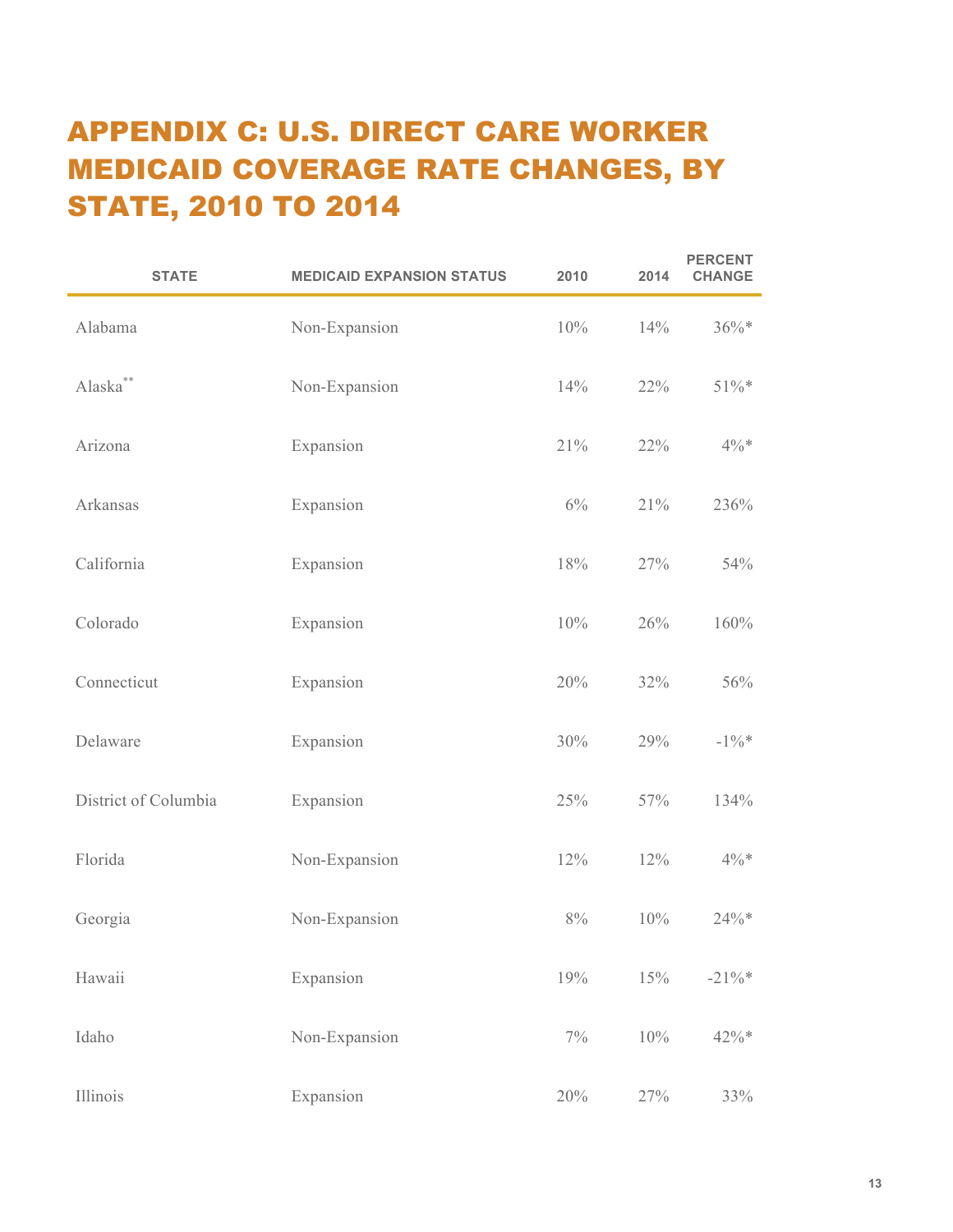# APPENDIX C: U.S. DIRECT CARE WORKER MEDICAID COVERAGE RATE CHANGES, BY STATE, 2010 TO 2014

| STATE | MEDICAID EXPANSION STATUS | 2010 | 2014 | PERCENT CHANGE |
|---|---|---|---|---|
| Alabama | Non-Expansion | 10% | 14% | 36%* |
| Alaska** | Non-Expansion | 14% | 22% | 51%* |
| Arizona | Expansion | 21% | 22% | 4%* |
| Arkansas | Expansion | 6% | 21% | 236% |
| California | Expansion | 18% | 27% | 54% |
| Colorado | Expansion | 10% | 26% | 160% |
| Connecticut | Expansion | 20% | 32% | 56% |
| Delaware | Expansion | 30% | 29% | -1%* |
| District of Columbia | Expansion | 25% | 57% | 134% |
| Florida | Non-Expansion | 12% | 12% | 4%* |
| Georgia | Non-Expansion | 8% | 10% | 24%* |
| Hawaii | Expansion | 19% | 15% | -21%* |
| Idaho | Non-Expansion | 7% | 10% | 42%* |
| Illinois | Expansion | 20% | 27% | 33% |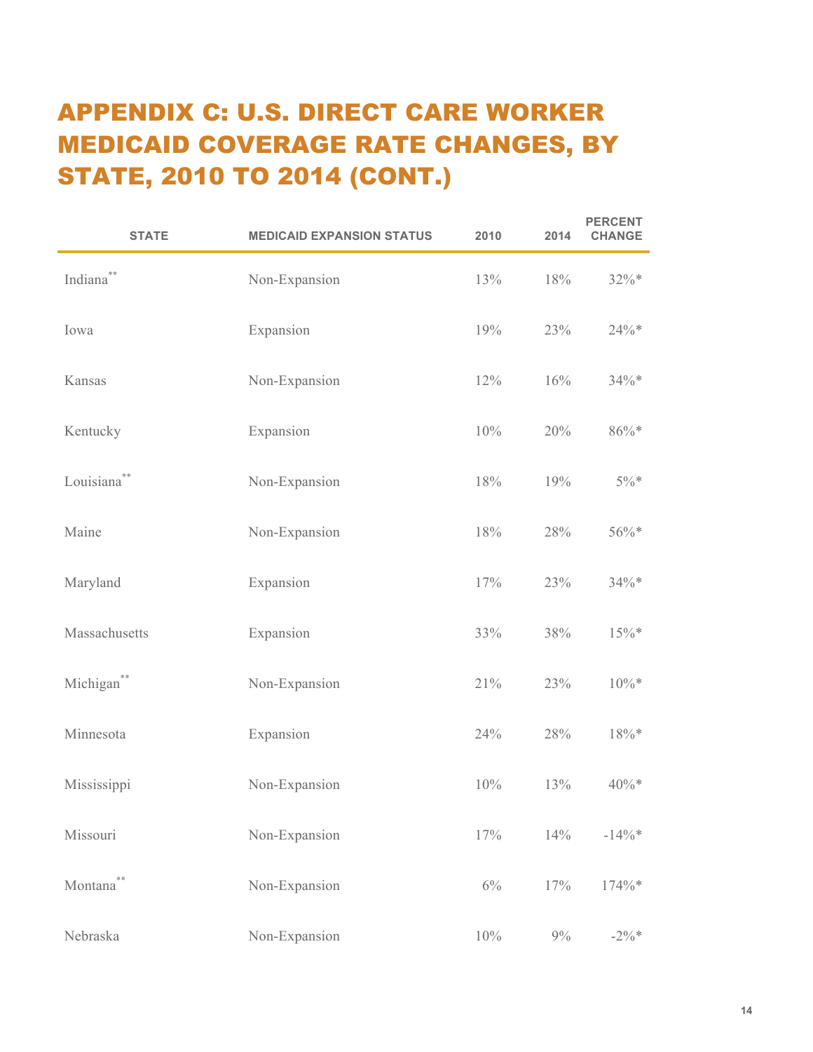# APPENDIX C: U.S. DIRECT CARE WORKER MEDICAID COVERAGE RATE CHANGES, BY STATE, 2010 TO 2014 (CONT.)

| STATE | MEDICAID EXPANSION STATUS | 2010 | 2014 | PERCENT CHANGE |
|---|---|---|---|---|
| Indiana** | Non-Expansion | 13% | 18% | 32%* |
| Iowa | Expansion | 19% | 23% | 24%* |
| Kansas | Non-Expansion | 12% | 16% | 34%* |
| Kentucky | Expansion | 10% | 20% | 86%* |
| Louisiana** | Non-Expansion | 18% | 19% | 5%* |
| Maine | Non-Expansion | 18% | 28% | 56%* |
| Maryland | Expansion | 17% | 23% | 34%* |
| Massachusetts | Expansion | 33% | 38% | 15%* |
| Michigan** | Non-Expansion | 21% | 23% | 10%* |
| Minnesota | Expansion | 24% | 28% | 18%* |
| Mississippi | Non-Expansion | 10% | 13% | 40%* |
| Missouri | Non-Expansion | 17% | 14% | -14%* |
| Montana** | Non-Expansion | 6% | 17% | 174%* |
| Nebraska | Non-Expansion | 10% | 9% | -2%* |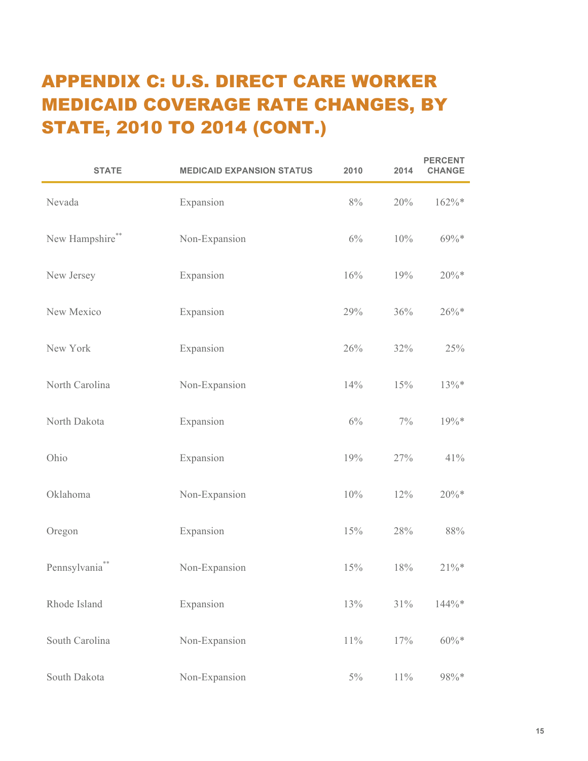# APPENDIX C: U.S. DIRECT CARE WORKER MEDICAID COVERAGE RATE CHANGES, BY STATE, 2010 TO 2014 (CONT.)

| STATE | MEDICAID EXPANSION STATUS | 2010 | 2014 | PERCENT CHANGE |
|---|---|---|---|---|
| Nevada | Expansion | 8% | 20% | 162%* |
| New Hampshire** | Non-Expansion | 6% | 10% | 69%* |
| New Jersey | Expansion | 16% | 19% | 20%* |
| New Mexico | Expansion | 29% | 36% | 26%* |
| New York | Expansion | 26% | 32% | 25% |
| North Carolina | Non-Expansion | 14% | 15% | 13%* |
| North Dakota | Expansion | 6% | 7% | 19%* |
| Ohio | Expansion | 19% | 27% | 41% |
| Oklahoma | Non-Expansion | 10% | 12% | 20%* |
| Oregon | Expansion | 15% | 28% | 88% |
| Pennsylvania** | Non-Expansion | 15% | 18% | 21%* |
| Rhode Island | Expansion | 13% | 31% | 144%* |
| South Carolina | Non-Expansion | 11% | 17% | 60%* |
| South Dakota | Non-Expansion | 5% | 11% | 98%* |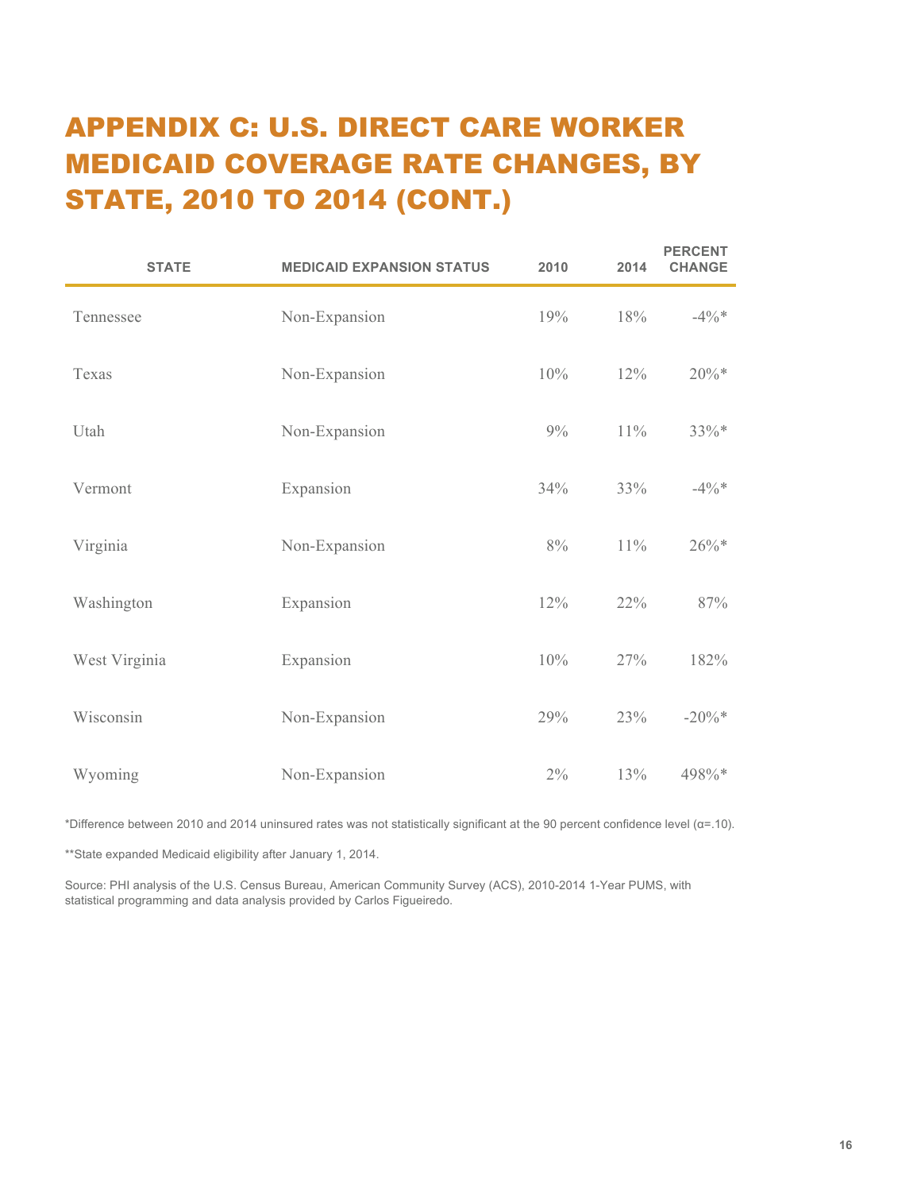# APPENDIX C: U.S. DIRECT CARE WORKER MEDICAID COVERAGE RATE CHANGES, BY STATE, 2010 TO 2014 (CONT.)

| STATE | MEDICAID EXPANSION STATUS | 2010 | 2014 | PERCENT CHANGE |
|---|---|---|---|---|
| Tennessee | Non-Expansion | 19% | 18% | -4%* |
| Texas | Non-Expansion | 10% | 12% | 20%* |
| Utah | Non-Expansion | 9% | 11% | 33%* |
| Vermont | Expansion | 34% | 33% | -4%* |
| Virginia | Non-Expansion | 8% | 11% | 26%* |
| Washington | Expansion | 12% | 22% | 87% |
| West Virginia | Expansion | 10% | 27% | 182% |
| Wisconsin | Non-Expansion | 29% | 23% | -20%* |
| Wyoming | Non-Expansion | 2% | 13% | 498%* |

*Difference between 2010 and 2014 uninsured rates was not statistically significant at the 90 percent confidence level (α=.10).

**State expanded Medicaid eligibility after January 1, 2014.

Source: PHI analysis of the U.S. Census Bureau, American Community Survey (ACS), 2010-2014 1-Year PUMS, with statistical programming and data analysis provided by Carlos Figueiredo.